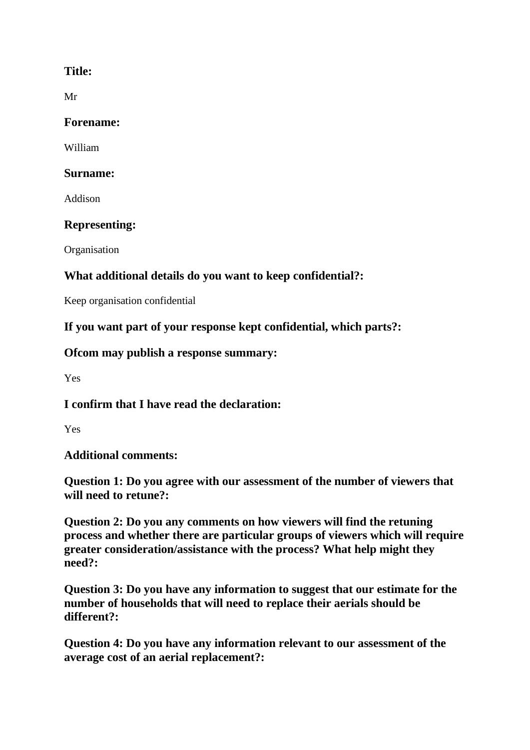**Title:**

Mr

**Forename:**

William

**Surname:**

Addison

**Representing:**

Organisation

**What additional details do you want to keep confidential?:**

Keep organisation confidential

**If you want part of your response kept confidential, which parts?:**

**Ofcom may publish a response summary:**

Yes

**I confirm that I have read the declaration:**

Yes

**Additional comments:**

**Question 1: Do you agree with our assessment of the number of viewers that will need to retune?:**

**Question 2: Do you any comments on how viewers will find the retuning process and whether there are particular groups of viewers which will require greater consideration/assistance with the process? What help might they need?:**

**Question 3: Do you have any information to suggest that our estimate for the number of households that will need to replace their aerials should be different?:**

**Question 4: Do you have any information relevant to our assessment of the average cost of an aerial replacement?:**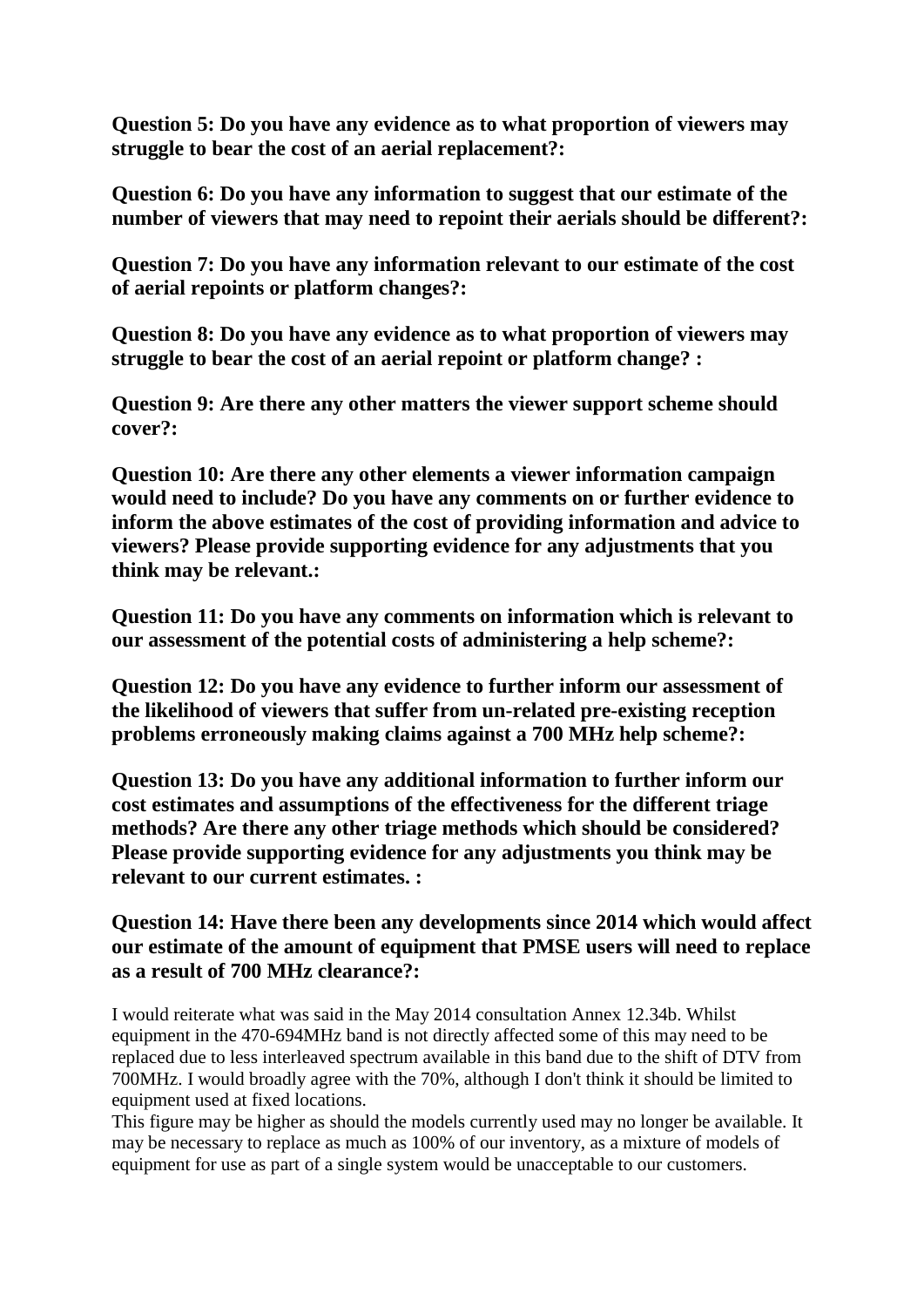**Question 5: Do you have any evidence as to what proportion of viewers may struggle to bear the cost of an aerial replacement?:**

**Question 6: Do you have any information to suggest that our estimate of the number of viewers that may need to repoint their aerials should be different?:**

**Question 7: Do you have any information relevant to our estimate of the cost of aerial repoints or platform changes?:**

**Question 8: Do you have any evidence as to what proportion of viewers may struggle to bear the cost of an aerial repoint or platform change? :**

**Question 9: Are there any other matters the viewer support scheme should cover?:**

**Question 10: Are there any other elements a viewer information campaign would need to include? Do you have any comments on or further evidence to inform the above estimates of the cost of providing information and advice to viewers? Please provide supporting evidence for any adjustments that you think may be relevant.:**

**Question 11: Do you have any comments on information which is relevant to our assessment of the potential costs of administering a help scheme?:**

**Question 12: Do you have any evidence to further inform our assessment of the likelihood of viewers that suffer from un-related pre-existing reception problems erroneously making claims against a 700 MHz help scheme?:**

**Question 13: Do you have any additional information to further inform our cost estimates and assumptions of the effectiveness for the different triage methods? Are there any other triage methods which should be considered? Please provide supporting evidence for any adjustments you think may be relevant to our current estimates. :**

**Question 14: Have there been any developments since 2014 which would affect our estimate of the amount of equipment that PMSE users will need to replace as a result of 700 MHz clearance?:**

I would reiterate what was said in the May 2014 consultation Annex 12.34b. Whilst equipment in the 470-694MHz band is not directly affected some of this may need to be replaced due to less interleaved spectrum available in this band due to the shift of DTV from 700MHz. I would broadly agree with the 70%, although I don't think it should be limited to equipment used at fixed locations.
This figure may be higher as should the models currently used may no longer be available. It may be necessary to replace as much as 100% of our inventory, as a mixture of models of equipment for use as part of a single system would be unacceptable to our customers.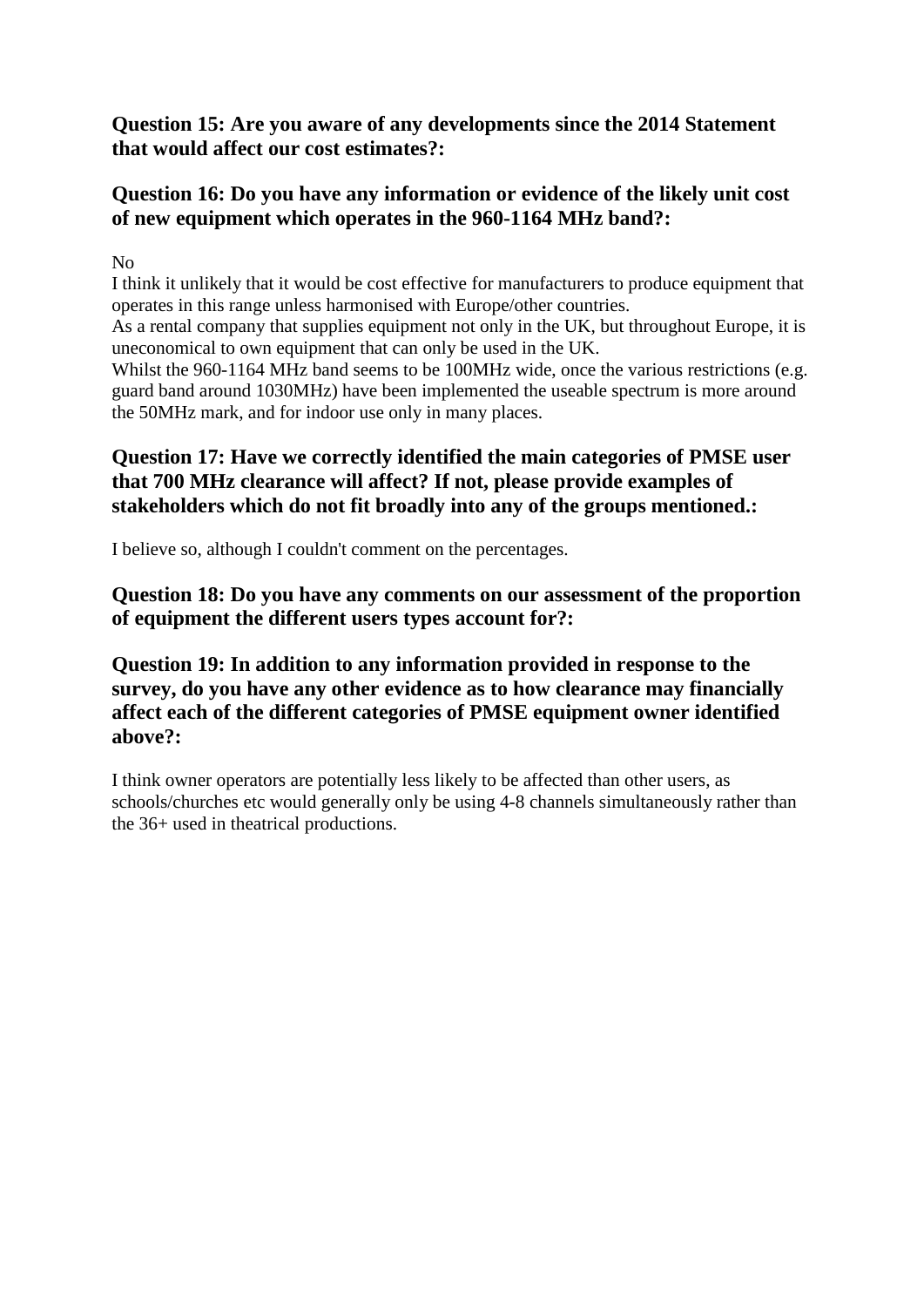**Question 15: Are you aware of any developments since the 2014 Statement that would affect our cost estimates?:**

**Question 16: Do you have any information or evidence of the likely unit cost of new equipment which operates in the 960-1164 MHz band?:**

No
I think it unlikely that it would be cost effective for manufacturers to produce equipment that operates in this range unless harmonised with Europe/other countries.
As a rental company that supplies equipment not only in the UK, but throughout Europe, it is uneconomical to own equipment that can only be used in the UK.
Whilst the 960-1164 MHz band seems to be 100MHz wide, once the various restrictions (e.g. guard band around 1030MHz) have been implemented the useable spectrum is more around the 50MHz mark, and for indoor use only in many places.

**Question 17: Have we correctly identified the main categories of PMSE user that 700 MHz clearance will affect? If not, please provide examples of stakeholders which do not fit broadly into any of the groups mentioned.:**

I believe so, although I couldn't comment on the percentages.

**Question 18: Do you have any comments on our assessment of the proportion of equipment the different users types account for?:**

**Question 19: In addition to any information provided in response to the survey, do you have any other evidence as to how clearance may financially affect each of the different categories of PMSE equipment owner identified above?:**

I think owner operators are potentially less likely to be affected than other users, as schools/churches etc would generally only be using 4-8 channels simultaneously rather than the 36+ used in theatrical productions.